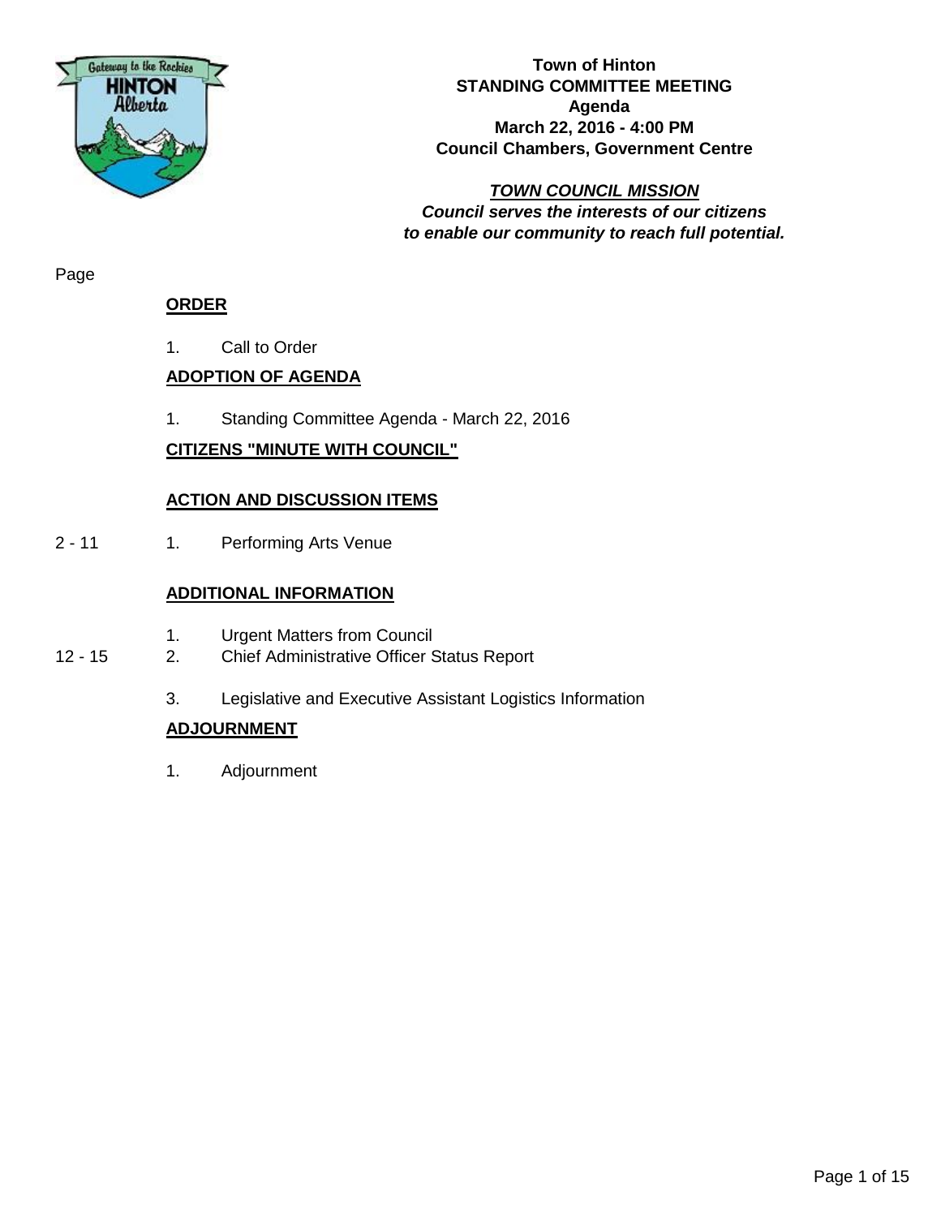**Town of Hinton**
**STANDING COMMITTEE MEETING**
**Agenda**
**March 22, 2016 - 4:00 PM**
**Council Chambers, Government Centre**

***TOWN COUNCIL MISSION***
***Council serves the interests of our citizens to enable our community to reach full potential.***

Page

**ORDER**

1. Call to Order

**ADOPTION OF AGENDA**

1. Standing Committee Agenda - March 22, 2016

**CITIZENS "MINUTE WITH COUNCIL"**

**ACTION AND DISCUSSION ITEMS**

2 - 11 — 1. Performing Arts Venue

**ADDITIONAL INFORMATION**

1. Urgent Matters from Council

12 - 15 — 2. Chief Administrative Officer Status Report

3. Legislative and Executive Assistant Logistics Information

**ADJOURNMENT**

1. Adjournment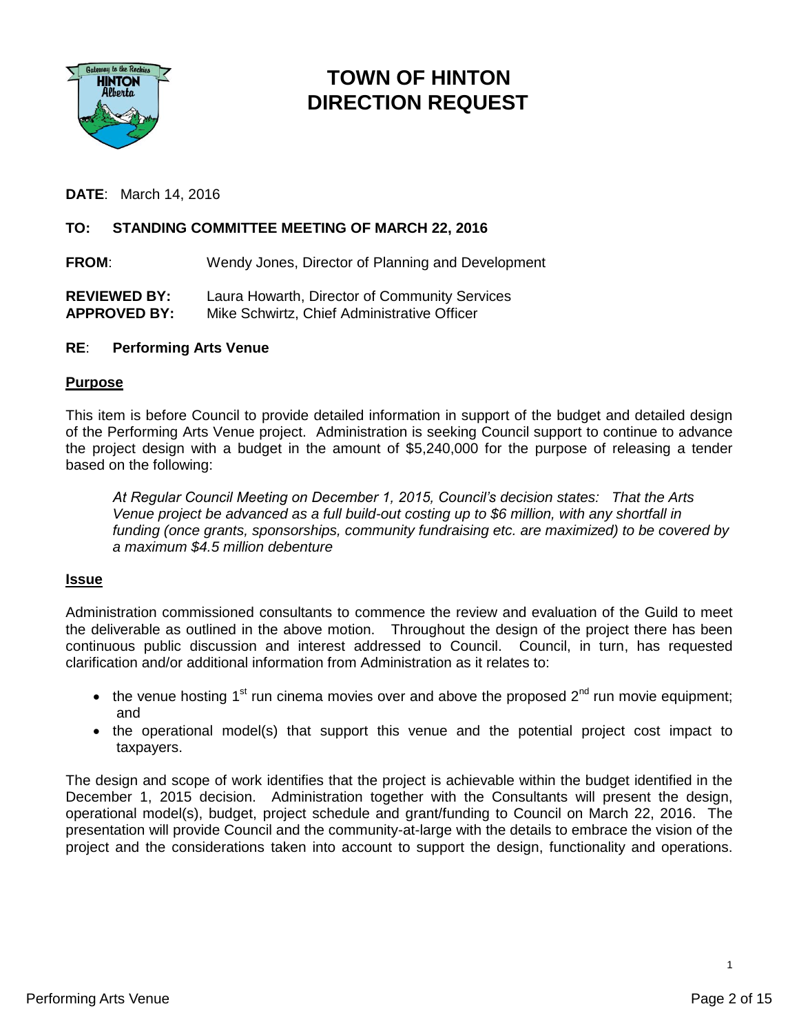# TOWN OF HINTON DIRECTION REQUEST

**DATE**: March 14, 2016

**TO: STANDING COMMITTEE MEETING OF MARCH 22, 2016**

**FROM**: Wendy Jones, Director of Planning and Development

**REVIEWED BY:** Laura Howarth, Director of Community Services
**APPROVED BY:** Mike Schwirtz, Chief Administrative Officer

**RE**: **Performing Arts Venue**

## Purpose

This item is before Council to provide detailed information in support of the budget and detailed design of the Performing Arts Venue project. Administration is seeking Council support to continue to advance the project design with a budget in the amount of $5,240,000 for the purpose of releasing a tender based on the following:

> *At Regular Council Meeting on December 1, 2015, Council's decision states: That the Arts Venue project be advanced as a full build-out costing up to $6 million, with any shortfall in funding (once grants, sponsorships, community fundraising etc. are maximized) to be covered by a maximum $4.5 million debenture*

## Issue

Administration commissioned consultants to commence the review and evaluation of the Guild to meet the deliverable as outlined in the above motion. Throughout the design of the project there has been continuous public discussion and interest addressed to Council. Council, in turn, has requested clarification and/or additional information from Administration as it relates to:

- the venue hosting 1st run cinema movies over and above the proposed 2nd run movie equipment; and
- the operational model(s) that support this venue and the potential project cost impact to taxpayers.

The design and scope of work identifies that the project is achievable within the budget identified in the December 1, 2015 decision. Administration together with the Consultants will present the design, operational model(s), budget, project schedule and grant/funding to Council on March 22, 2016. The presentation will provide Council and the community-at-large with the details to embrace the vision of the project and the considerations taken into account to support the design, functionality and operations.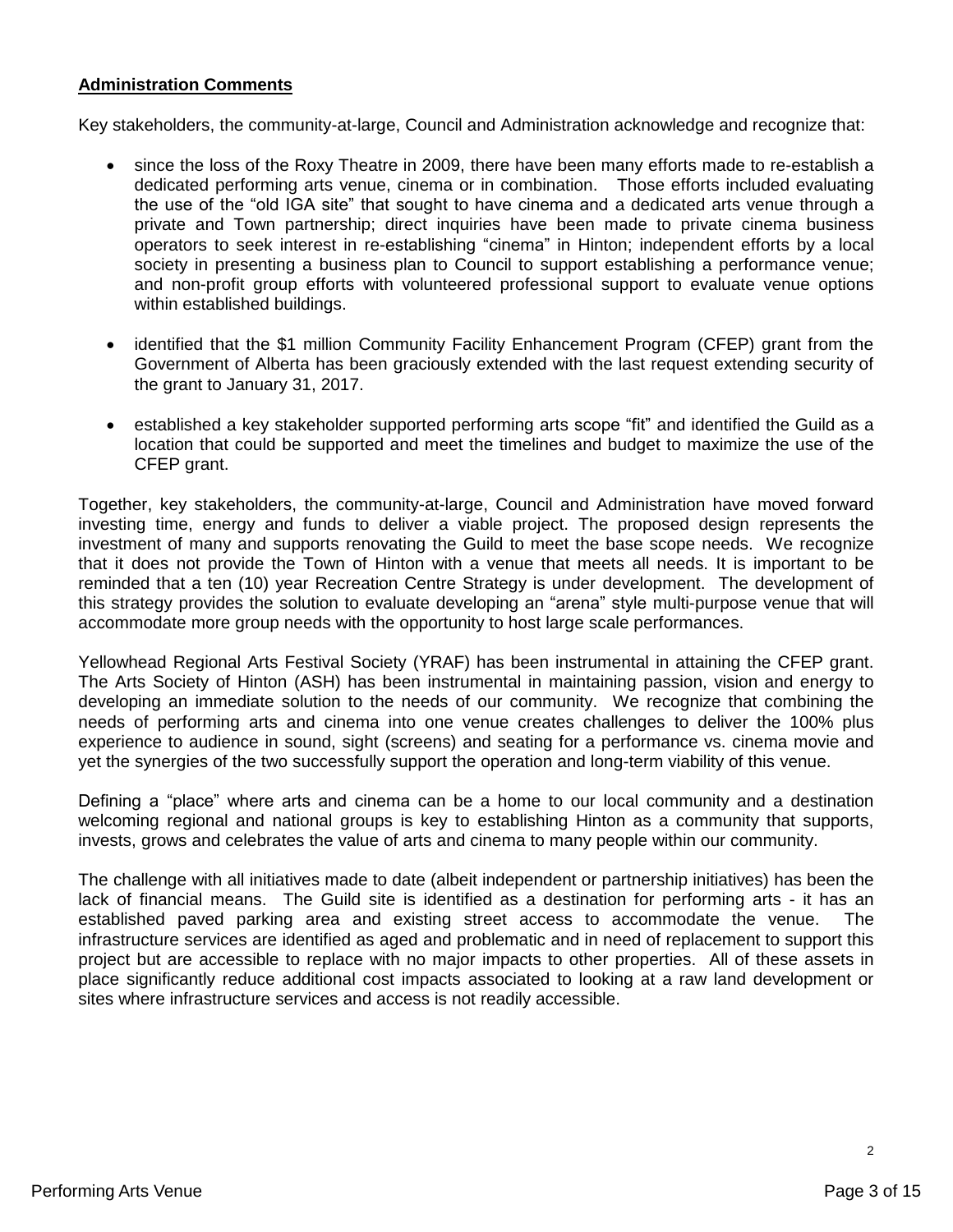**Administration Comments**

Key stakeholders, the community-at-large, Council and Administration acknowledge and recognize that:

- since the loss of the Roxy Theatre in 2009, there have been many efforts made to re-establish a dedicated performing arts venue, cinema or in combination. Those efforts included evaluating the use of the "old IGA site" that sought to have cinema and a dedicated arts venue through a private and Town partnership; direct inquiries have been made to private cinema business operators to seek interest in re-establishing "cinema" in Hinton; independent efforts by a local society in presenting a business plan to Council to support establishing a performance venue; and non-profit group efforts with volunteered professional support to evaluate venue options within established buildings.

- identified that the $1 million Community Facility Enhancement Program (CFEP) grant from the Government of Alberta has been graciously extended with the last request extending security of the grant to January 31, 2017.

- established a key stakeholder supported performing arts scope "fit" and identified the Guild as a location that could be supported and meet the timelines and budget to maximize the use of the CFEP grant.

Together, key stakeholders, the community-at-large, Council and Administration have moved forward investing time, energy and funds to deliver a viable project. The proposed design represents the investment of many and supports renovating the Guild to meet the base scope needs. We recognize that it does not provide the Town of Hinton with a venue that meets all needs. It is important to be reminded that a ten (10) year Recreation Centre Strategy is under development. The development of this strategy provides the solution to evaluate developing an "arena" style multi-purpose venue that will accommodate more group needs with the opportunity to host large scale performances.

Yellowhead Regional Arts Festival Society (YRAF) has been instrumental in attaining the CFEP grant. The Arts Society of Hinton (ASH) has been instrumental in maintaining passion, vision and energy to developing an immediate solution to the needs of our community. We recognize that combining the needs of performing arts and cinema into one venue creates challenges to deliver the 100% plus experience to audience in sound, sight (screens) and seating for a performance vs. cinema movie and yet the synergies of the two successfully support the operation and long-term viability of this venue.

Defining a "place" where arts and cinema can be a home to our local community and a destination welcoming regional and national groups is key to establishing Hinton as a community that supports, invests, grows and celebrates the value of arts and cinema to many people within our community.

The challenge with all initiatives made to date (albeit independent or partnership initiatives) has been the lack of financial means. The Guild site is identified as a destination for performing arts - it has an established paved parking area and existing street access to accommodate the venue. The infrastructure services are identified as aged and problematic and in need of replacement to support this project but are accessible to replace with no major impacts to other properties. All of these assets in place significantly reduce additional cost impacts associated to looking at a raw land development or sites where infrastructure services and access is not readily accessible.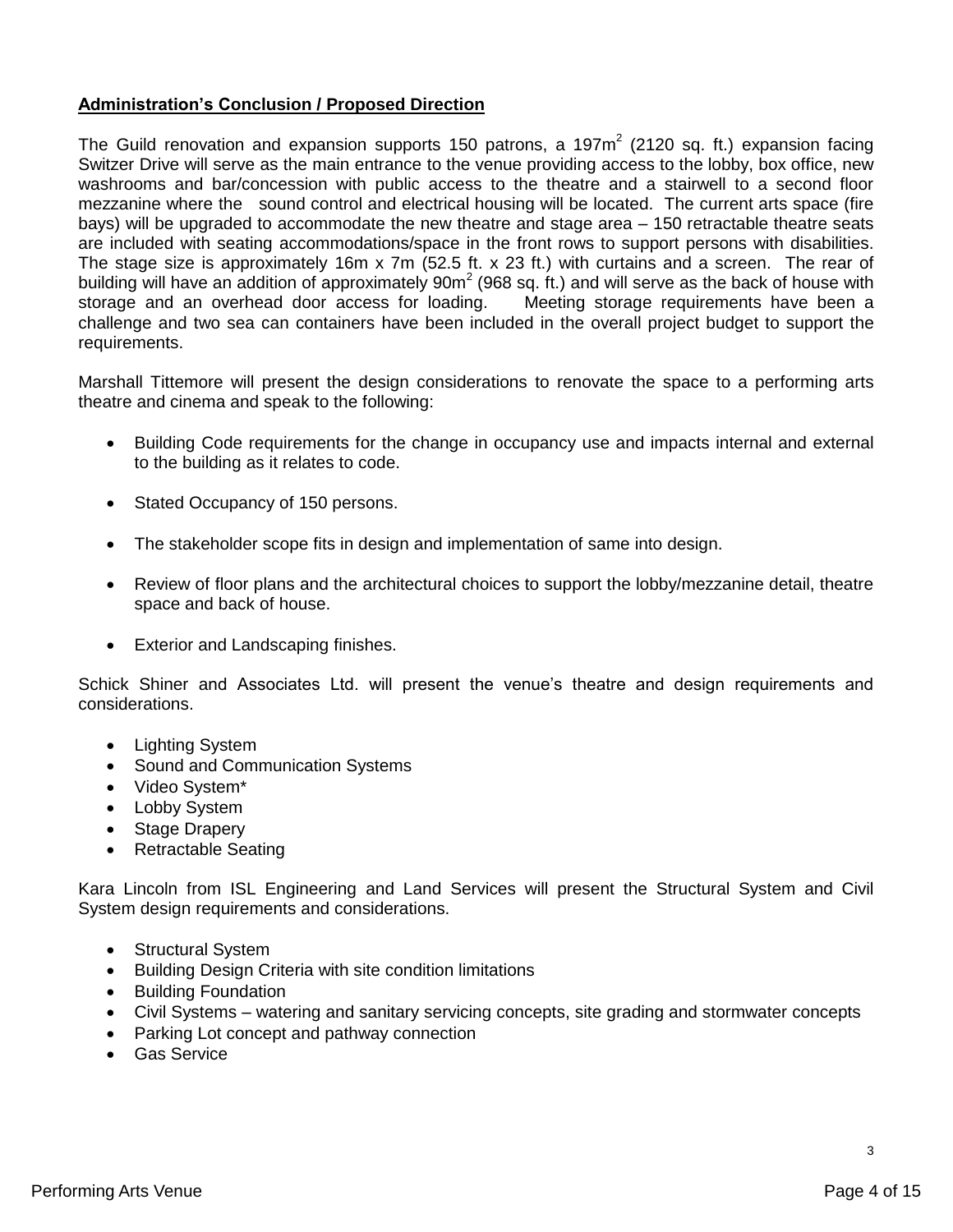**Administration's Conclusion / Proposed Direction**

The Guild renovation and expansion supports 150 patrons, a 197m$^2$ (2120 sq. ft.) expansion facing Switzer Drive will serve as the main entrance to the venue providing access to the lobby, box office, new washrooms and bar/concession with public access to the theatre and a stairwell to a second floor mezzanine where the sound control and electrical housing will be located. The current arts space (fire bays) will be upgraded to accommodate the new theatre and stage area – 150 retractable theatre seats are included with seating accommodations/space in the front rows to support persons with disabilities. The stage size is approximately 16m x 7m (52.5 ft. x 23 ft.) with curtains and a screen. The rear of building will have an addition of approximately 90m$^2$ (968 sq. ft.) and will serve as the back of house with storage and an overhead door access for loading. Meeting storage requirements have been a challenge and two sea can containers have been included in the overall project budget to support the requirements.

Marshall Tittemore will present the design considerations to renovate the space to a performing arts theatre and cinema and speak to the following:

- Building Code requirements for the change in occupancy use and impacts internal and external to the building as it relates to code.
- Stated Occupancy of 150 persons.
- The stakeholder scope fits in design and implementation of same into design.
- Review of floor plans and the architectural choices to support the lobby/mezzanine detail, theatre space and back of house.
- Exterior and Landscaping finishes.

Schick Shiner and Associates Ltd. will present the venue's theatre and design requirements and considerations.

- Lighting System
- Sound and Communication Systems
- Video System*
- Lobby System
- Stage Drapery
- Retractable Seating

Kara Lincoln from ISL Engineering and Land Services will present the Structural System and Civil System design requirements and considerations.

- Structural System
- Building Design Criteria with site condition limitations
- Building Foundation
- Civil Systems – watering and sanitary servicing concepts, site grading and stormwater concepts
- Parking Lot concept and pathway connection
- Gas Service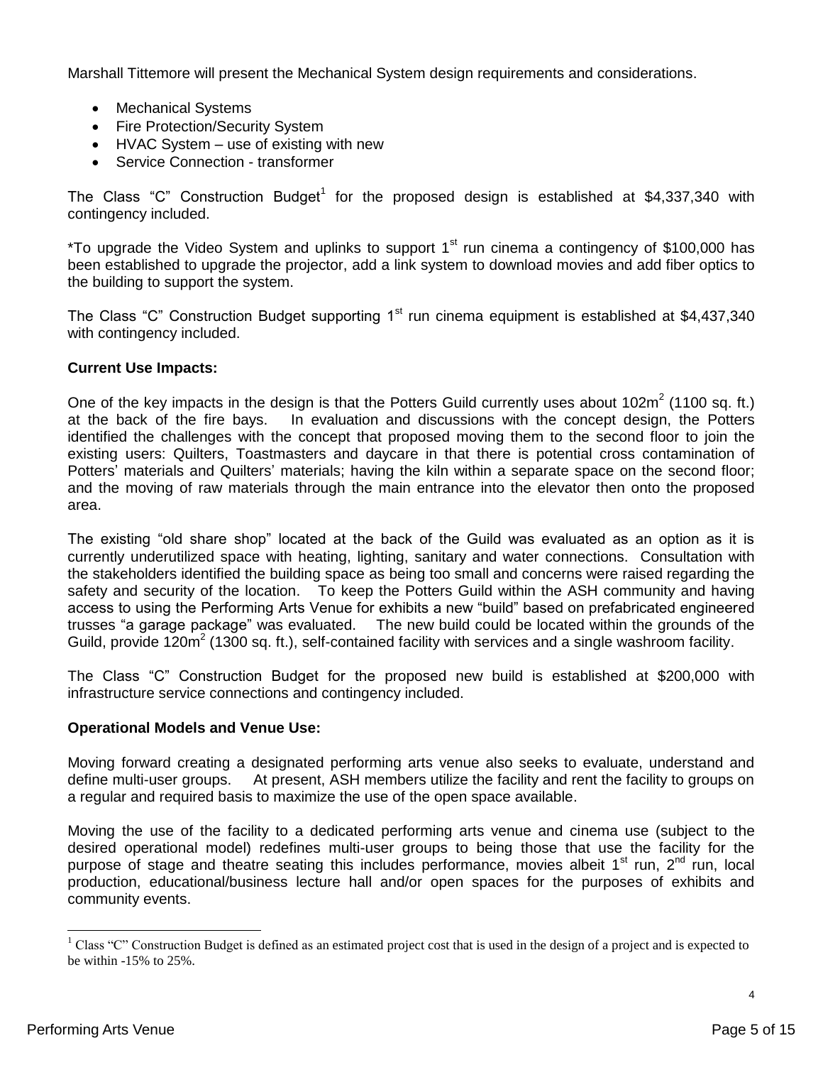Marshall Tittemore will present the Mechanical System design requirements and considerations.

- Mechanical Systems
- Fire Protection/Security System
- HVAC System – use of existing with new
- Service Connection - transformer

The Class "C" Construction Budget[1] for the proposed design is established at $4,337,340 with contingency included.

*To upgrade the Video System and uplinks to support 1st run cinema a contingency of $100,000 has been established to upgrade the projector, add a link system to download movies and add fiber optics to the building to support the system.

The Class "C" Construction Budget supporting 1st run cinema equipment is established at $4,437,340 with contingency included.

**Current Use Impacts:**

One of the key impacts in the design is that the Potters Guild currently uses about 102m$^2$ (1100 sq. ft.) at the back of the fire bays. In evaluation and discussions with the concept design, the Potters identified the challenges with the concept that proposed moving them to the second floor to join the existing users: Quilters, Toastmasters and daycare in that there is potential cross contamination of Potters' materials and Quilters' materials; having the kiln within a separate space on the second floor; and the moving of raw materials through the main entrance into the elevator then onto the proposed area.

The existing "old share shop" located at the back of the Guild was evaluated as an option as it is currently underutilized space with heating, lighting, sanitary and water connections. Consultation with the stakeholders identified the building space as being too small and concerns were raised regarding the safety and security of the location. To keep the Potters Guild within the ASH community and having access to using the Performing Arts Venue for exhibits a new "build" based on prefabricated engineered trusses "a garage package" was evaluated. The new build could be located within the grounds of the Guild, provide 120m$^2$ (1300 sq. ft.), self-contained facility with services and a single washroom facility.

The Class "C" Construction Budget for the proposed new build is established at $200,000 with infrastructure service connections and contingency included.

**Operational Models and Venue Use:**

Moving forward creating a designated performing arts venue also seeks to evaluate, understand and define multi-user groups. At present, ASH members utilize the facility and rent the facility to groups on a regular and required basis to maximize the use of the open space available.

Moving the use of the facility to a dedicated performing arts venue and cinema use (subject to the desired operational model) redefines multi-user groups to being those that use the facility for the purpose of stage and theatre seating this includes performance, movies albeit 1st run, 2nd run, local production, educational/business lecture hall and/or open spaces for the purposes of exhibits and community events.

[1] Class "C" Construction Budget is defined as an estimated project cost that is used in the design of a project and is expected to be within -15% to 25%.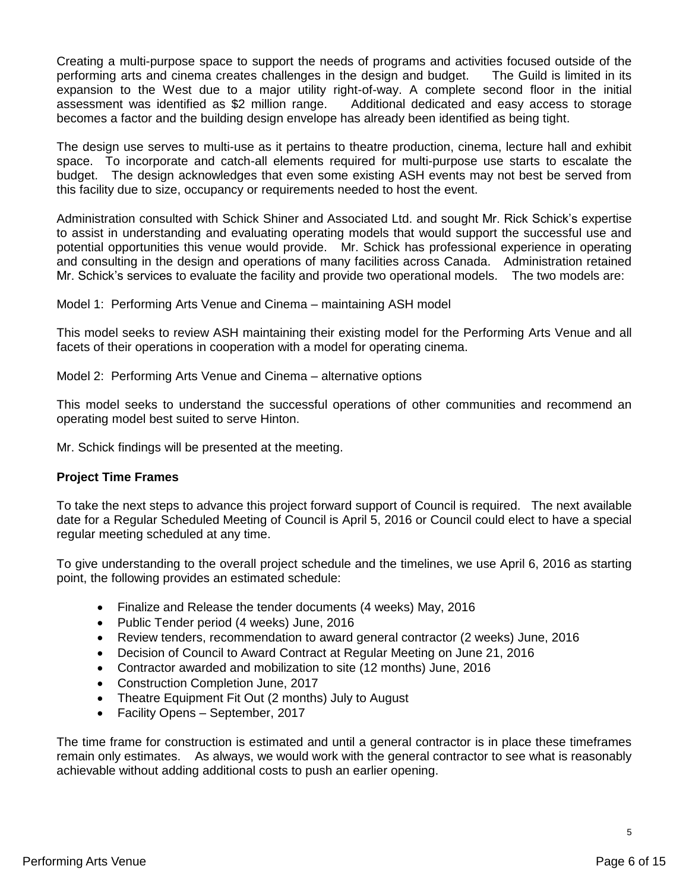Creating a multi-purpose space to support the needs of programs and activities focused outside of the performing arts and cinema creates challenges in the design and budget. The Guild is limited in its expansion to the West due to a major utility right-of-way. A complete second floor in the initial assessment was identified as $2 million range. Additional dedicated and easy access to storage becomes a factor and the building design envelope has already been identified as being tight.

The design use serves to multi-use as it pertains to theatre production, cinema, lecture hall and exhibit space. To incorporate and catch-all elements required for multi-purpose use starts to escalate the budget. The design acknowledges that even some existing ASH events may not best be served from this facility due to size, occupancy or requirements needed to host the event.

Administration consulted with Schick Shiner and Associated Ltd. and sought Mr. Rick Schick's expertise to assist in understanding and evaluating operating models that would support the successful use and potential opportunities this venue would provide. Mr. Schick has professional experience in operating and consulting in the design and operations of many facilities across Canada. Administration retained Mr. Schick's services to evaluate the facility and provide two operational models. The two models are:

Model 1: Performing Arts Venue and Cinema – maintaining ASH model

This model seeks to review ASH maintaining their existing model for the Performing Arts Venue and all facets of their operations in cooperation with a model for operating cinema.

Model 2: Performing Arts Venue and Cinema – alternative options

This model seeks to understand the successful operations of other communities and recommend an operating model best suited to serve Hinton.

Mr. Schick findings will be presented at the meeting.

**Project Time Frames**

To take the next steps to advance this project forward support of Council is required. The next available date for a Regular Scheduled Meeting of Council is April 5, 2016 or Council could elect to have a special regular meeting scheduled at any time.

To give understanding to the overall project schedule and the timelines, we use April 6, 2016 as starting point, the following provides an estimated schedule:

- Finalize and Release the tender documents (4 weeks) May, 2016
- Public Tender period (4 weeks) June, 2016
- Review tenders, recommendation to award general contractor (2 weeks) June, 2016
- Decision of Council to Award Contract at Regular Meeting on June 21, 2016
- Contractor awarded and mobilization to site (12 months) June, 2016
- Construction Completion June, 2017
- Theatre Equipment Fit Out (2 months) July to August
- Facility Opens – September, 2017

The time frame for construction is estimated and until a general contractor is in place these timeframes remain only estimates. As always, we would work with the general contractor to see what is reasonably achievable without adding additional costs to push an earlier opening.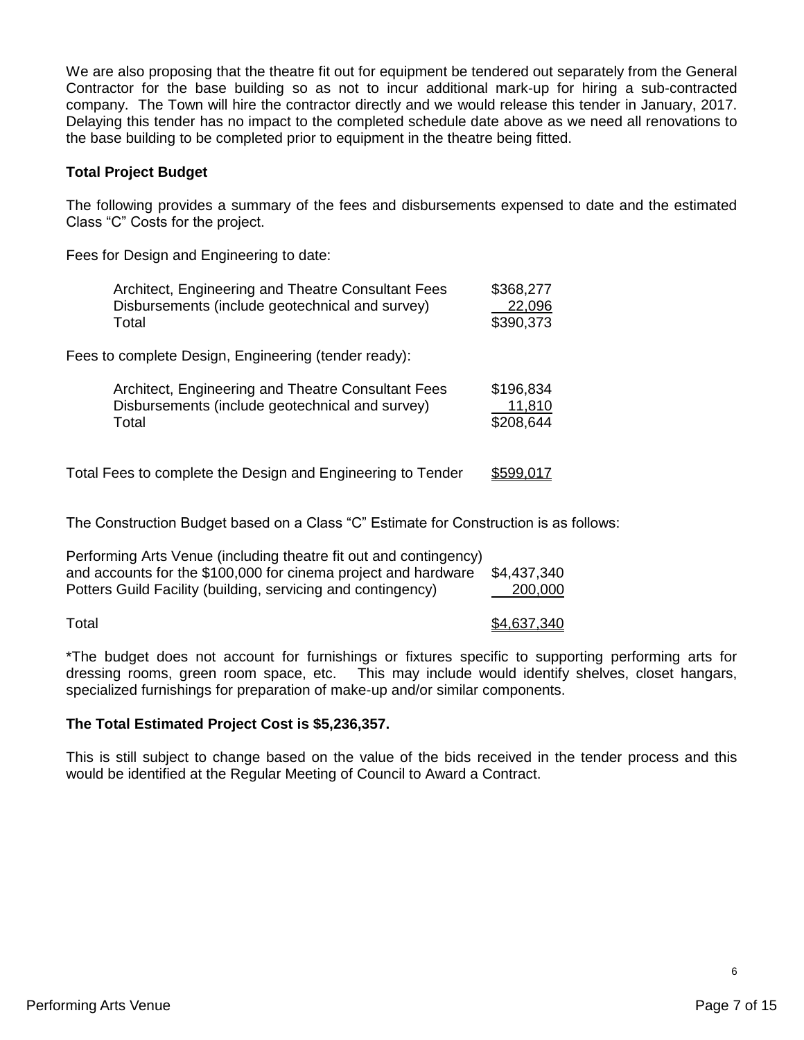We are also proposing that the theatre fit out for equipment be tendered out separately from the General Contractor for the base building so as not to incur additional mark-up for hiring a sub-contracted company. The Town will hire the contractor directly and we would release this tender in January, 2017. Delaying this tender has no impact to the completed schedule date above as we need all renovations to the base building to be completed prior to equipment in the theatre being fitted.

**Total Project Budget**

The following provides a summary of the fees and disbursements expensed to date and the estimated Class "C" Costs for the project.

Fees for Design and Engineering to date:

| | |
|---|---|
| Architect, Engineering and Theatre Consultant Fees | $368,277 |
| Disbursements (include geotechnical and survey) | 22,096 |
| Total | $390,373 |

Fees to complete Design, Engineering (tender ready):

| | |
|---|---|
| Architect, Engineering and Theatre Consultant Fees | $196,834 |
| Disbursements (include geotechnical and survey) | 11,810 |
| Total | $208,644 |

Total Fees to complete the Design and Engineering to Tender $599,017

The Construction Budget based on a Class "C" Estimate for Construction is as follows:

| | |
|---|---|
| Performing Arts Venue (including theatre fit out and contingency) and accounts for the $100,000 for cinema project and hardware | $4,437,340 |
| Potters Guild Facility (building, servicing and contingency) | 200,000 |
| Total | $4,637,340 |

*The budget does not account for furnishings or fixtures specific to supporting performing arts for dressing rooms, green room space, etc. This may include would identify shelves, closet hangars, specialized furnishings for preparation of make-up and/or similar components.

**The Total Estimated Project Cost is $5,236,357.**

This is still subject to change based on the value of the bids received in the tender process and this would be identified at the Regular Meeting of Council to Award a Contract.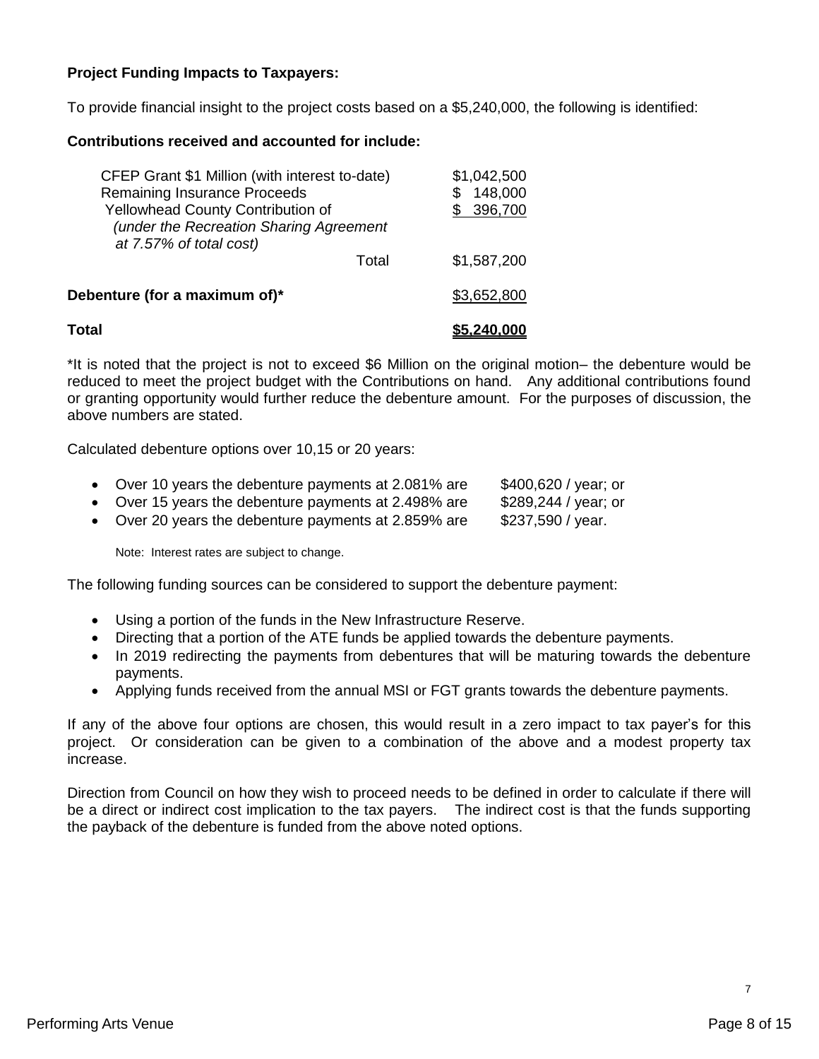**Project Funding Impacts to Taxpayers:**

To provide financial insight to the project costs based on a $5,240,000, the following is identified:

**Contributions received and accounted for include:**

| | |
|---|---|
| CFEP Grant $1 Million (with interest to-date) | $1,042,500 |
| Remaining Insurance Proceeds | $ 148,000 |
| Yellowhead County Contribution of *(under the Recreation Sharing Agreement at 7.57% of total cost)* | $ 396,700 |
| Total | $1,587,200 |
| **Debenture (for a maximum of)*** | $3,652,800 |
| **Total** | **$5,240,000** |

*It is noted that the project is not to exceed $6 Million on the original motion– the debenture would be reduced to meet the project budget with the Contributions on hand. Any additional contributions found or granting opportunity would further reduce the debenture amount. For the purposes of discussion, the above numbers are stated.

Calculated debenture options over 10,15 or 20 years:

- Over 10 years the debenture payments at 2.081% are $400,620 / year; or
- Over 15 years the debenture payments at 2.498% are $289,244 / year; or
- Over 20 years the debenture payments at 2.859% are $237,590 / year.

Note: Interest rates are subject to change.

The following funding sources can be considered to support the debenture payment:

- Using a portion of the funds in the New Infrastructure Reserve.
- Directing that a portion of the ATE funds be applied towards the debenture payments.
- In 2019 redirecting the payments from debentures that will be maturing towards the debenture payments.
- Applying funds received from the annual MSI or FGT grants towards the debenture payments.

If any of the above four options are chosen, this would result in a zero impact to tax payer's for this project. Or consideration can be given to a combination of the above and a modest property tax increase.

Direction from Council on how they wish to proceed needs to be defined in order to calculate if there will be a direct or indirect cost implication to the tax payers. The indirect cost is that the funds supporting the payback of the debenture is funded from the above noted options.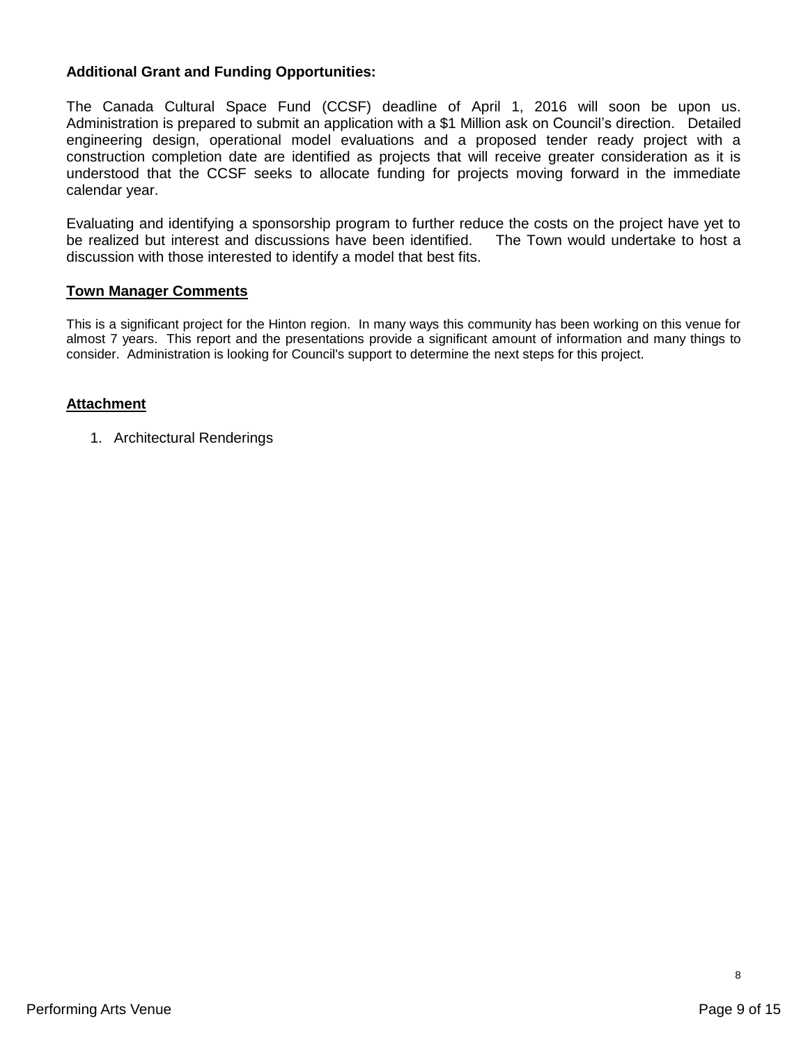**Additional Grant and Funding Opportunities:**

The Canada Cultural Space Fund (CCSF) deadline of April 1, 2016 will soon be upon us. Administration is prepared to submit an application with a $1 Million ask on Council's direction. Detailed engineering design, operational model evaluations and a proposed tender ready project with a construction completion date are identified as projects that will receive greater consideration as it is understood that the CCSF seeks to allocate funding for projects moving forward in the immediate calendar year.

Evaluating and identifying a sponsorship program to further reduce the costs on the project have yet to be realized but interest and discussions have been identified. The Town would undertake to host a discussion with those interested to identify a model that best fits.

## Town Manager Comments

This is a significant project for the Hinton region. In many ways this community has been working on this venue for almost 7 years. This report and the presentations provide a significant amount of information and many things to consider. Administration is looking for Council's support to determine the next steps for this project.

## Attachment

1. Architectural Renderings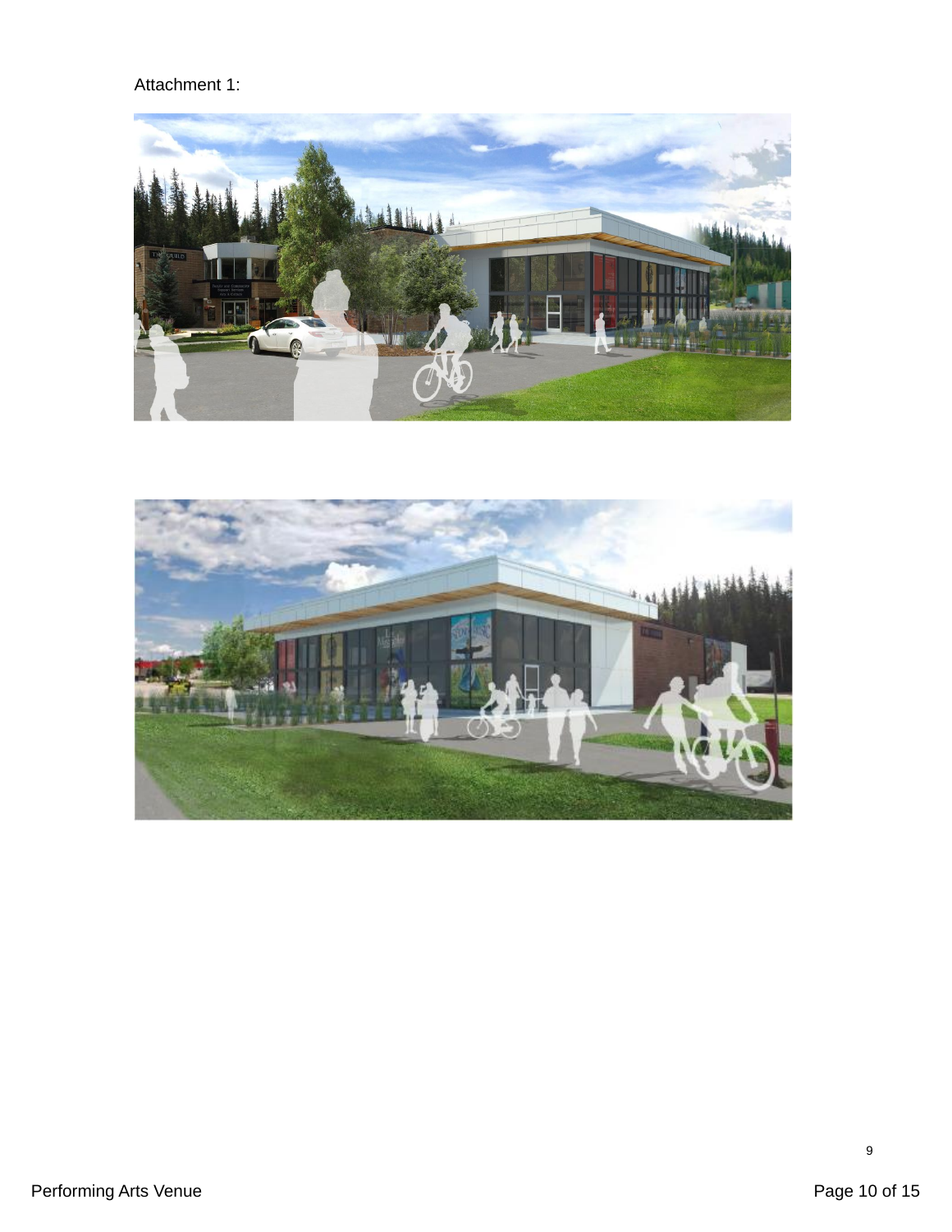Attachment 1: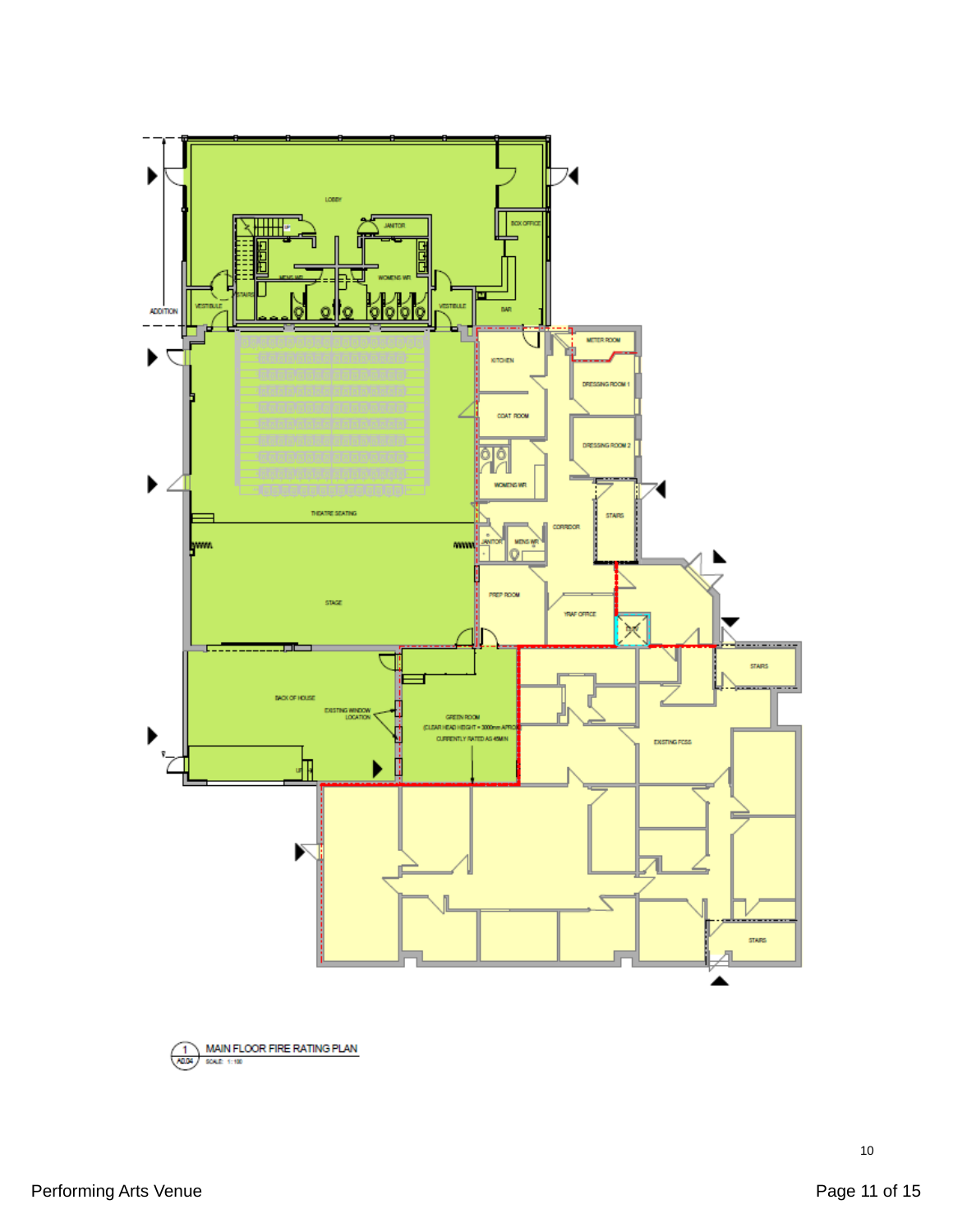LOBBY

JANITOR

BOX OFFICE

MENS WR

WOMENS WR

STAIRS

VESTIBULE

VESTIBULE

BAR

ADDITION

KITCHEN

METER ROOM

DRESSING ROOM 1

COAT ROOM

DRESSING ROOM 2

WOMENS WR

STAIRS

THEATRE SEATING

CORRIDOR

JANITOR

MENS WR

STAGE

PREP ROOM

YRAF OFFICE

STAIRS

BACK OF HOUSE

EXISTING WINDOW LOCATION

GREEN ROOM (CLEAR HEAD HEIGHT = 3000mm APPROX) CURRENTLY RATED AS 45MIN

EXISTING FCSS

STAIRS

1 / A0.04 MAIN FLOOR FIRE RATING PLAN

SCALE: 1:100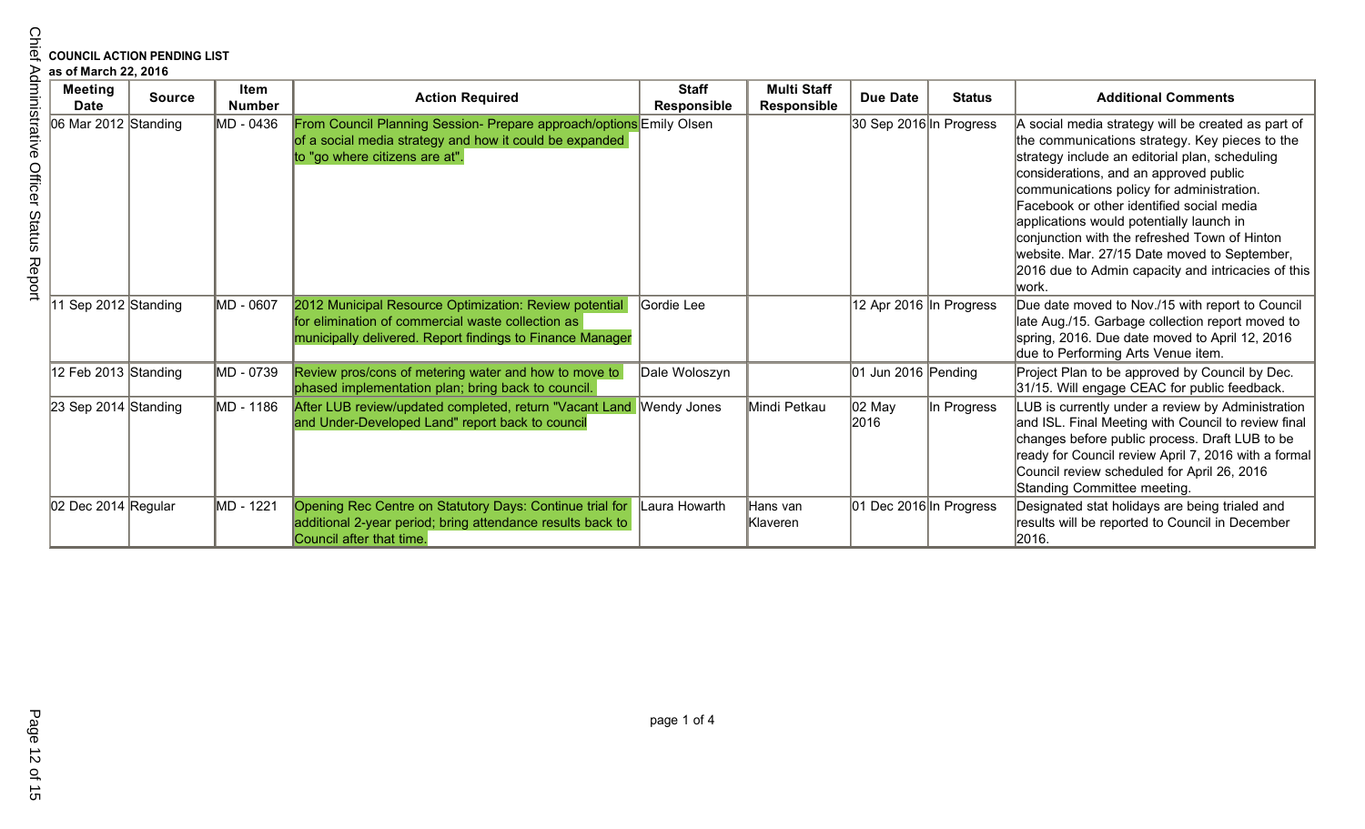**COUNCIL ACTION PENDING LIST**
**as of March 22, 2016**

| Meeting Date | Source | Item Number | Action Required | Staff Responsible | Multi Staff Responsible | Due Date | Status | Additional Comments |
|---|---|---|---|---|---|---|---|---|
| 06 Mar 2012 | Standing | MD - 0436 | From Council Planning Session- Prepare approach/options of a social media strategy and how it could be expanded to "go where citizens are at". | Emily Olsen | | 30 Sep 2016 | In Progress | A social media strategy will be created as part of the communications strategy. Key pieces to the strategy include an editorial plan, scheduling considerations, and an approved public communications policy for administration. Facebook or other identified social media applications would potentially launch in conjunction with the refreshed Town of Hinton website. Mar. 27/15 Date moved to September, 2016 due to Admin capacity and intricacies of this work. |
| 11 Sep 2012 | Standing | MD - 0607 | 2012 Municipal Resource Optimization: Review potential for elimination of commercial waste collection as municipally delivered. Report findings to Finance Manager | Gordie Lee | | 12 Apr 2016 | In Progress | Due date moved to Nov./15 with report to Council late Aug./15. Garbage collection report moved to spring, 2016. Due date moved to April 12, 2016 due to Performing Arts Venue item. |
| 12 Feb 2013 | Standing | MD - 0739 | Review pros/cons of metering water and how to move to phased implementation plan; bring back to council. | Dale Woloszyn | | 01 Jun 2016 | Pending | Project Plan to be approved by Council by Dec. 31/15. Will engage CEAC for public feedback. |
| 23 Sep 2014 | Standing | MD - 1186 | After LUB review/updated completed, return "Vacant Land and Under-Developed Land" report back to council | Wendy Jones | Mindi Petkau | 02 May 2016 | In Progress | LUB is currently under a review by Administration and ISL. Final Meeting with Council to review final changes before public process. Draft LUB to be ready for Council review April 7, 2016 with a formal Council review scheduled for April 26, 2016 Standing Committee meeting. |
| 02 Dec 2014 | Regular | MD - 1221 | Opening Rec Centre on Statutory Days: Continue trial for additional 2-year period; bring attendance results back to Council after that time. | Laura Howarth | Hans van Klaveren | 01 Dec 2016 | In Progress | Designated stat holidays are being trialed and results will be reported to Council in December 2016. |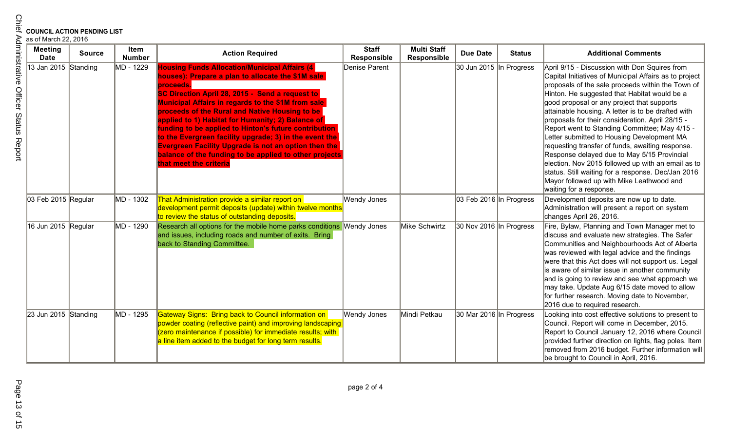**COUNCIL ACTION PENDING LIST**
as of March 22, 2016

| Meeting Date | Source | Item Number | Action Required | Staff Responsible | Multi Staff Responsible | Due Date | Status | Additional Comments |
|---|---|---|---|---|---|---|---|---|
| 13 Jan 2015 | Standing | MD - 1229 | **Housing Funds Allocation/Municipal Affairs (4 houses): Prepare a plan to allocate the $1M sale proceeds. SC Direction April 28, 2015 - Send a request to Municipal Affairs in regards to the $1M from sale proceeds of the Rural and Native Housing to be applied to 1) Habitat for Humanity; 2) Balance of funding to be applied to Hinton's future contribution to the Evergreen facility upgrade; 3) in the event the Evergreen Facility Upgrade is not an option then the balance of the funding to be applied to other projects that meet the criteria** | Denise Parent | | 30 Jun 2015 | In Progress | April 9/15 - Discussion with Don Squires from Capital Initiatives of Municipal Affairs as to project proposals of the sale proceeds within the Town of Hinton. He suggested that Habitat would be a good proposal or any project that supports attainable housing. A letter is to be drafted with proposals for their consideration. April 28/15 - Report went to Standing Committee; May 4/15 - Letter submitted to Housing Development MA requesting transfer of funds, awaiting response. Response delayed due to May 5/15 Provincial election. Nov 2015 followed up with an email as to status. Still waiting for a response. Dec/Jan 2016 Mayor followed up with Mike Leathwood and waiting for a response. |
| 03 Feb 2015 | Regular | MD - 1302 | That Administration provide a similar report on development permit deposits (update) within twelve months to review the status of outstanding deposits. | Wendy Jones | | 03 Feb 2016 | In Progress | Development deposits are now up to date. Administration will present a report on system changes April 26, 2016. |
| 16 Jun 2015 | Regular | MD - 1290 | Research all options for the mobile home parks conditions and issues, including roads and number of exits. Bring back to Standing Committee. | Wendy Jones | Mike Schwirtz | 30 Nov 2016 | In Progress | Fire, Bylaw, Planning and Town Manager met to discuss and evaluate new strategies. The Safer Communities and Neighbourhoods Act of Alberta was reviewed with legal advice and the findings were that this Act does will not support us. Legal is aware of similar issue in another community and is going to review and see what approach we may take. Update Aug 6/15 date moved to allow for further research. Moving date to November, 2016 due to required research. |
| 23 Jun 2015 | Standing | MD - 1295 | Gateway Signs: Bring back to Council information on powder coating (reflective paint) and improving landscaping (zero maintenance if possible) for immediate results; with a line item added to the budget for long term results. | Wendy Jones | Mindi Petkau | 30 Mar 2016 | In Progress | Looking into cost effective solutions to present to Council. Report will come in December, 2015. Report to Council January 12, 2016 where Council provided further direction on lights, flag poles. Item removed from 2016 budget. Further information will be brought to Council in April, 2016. |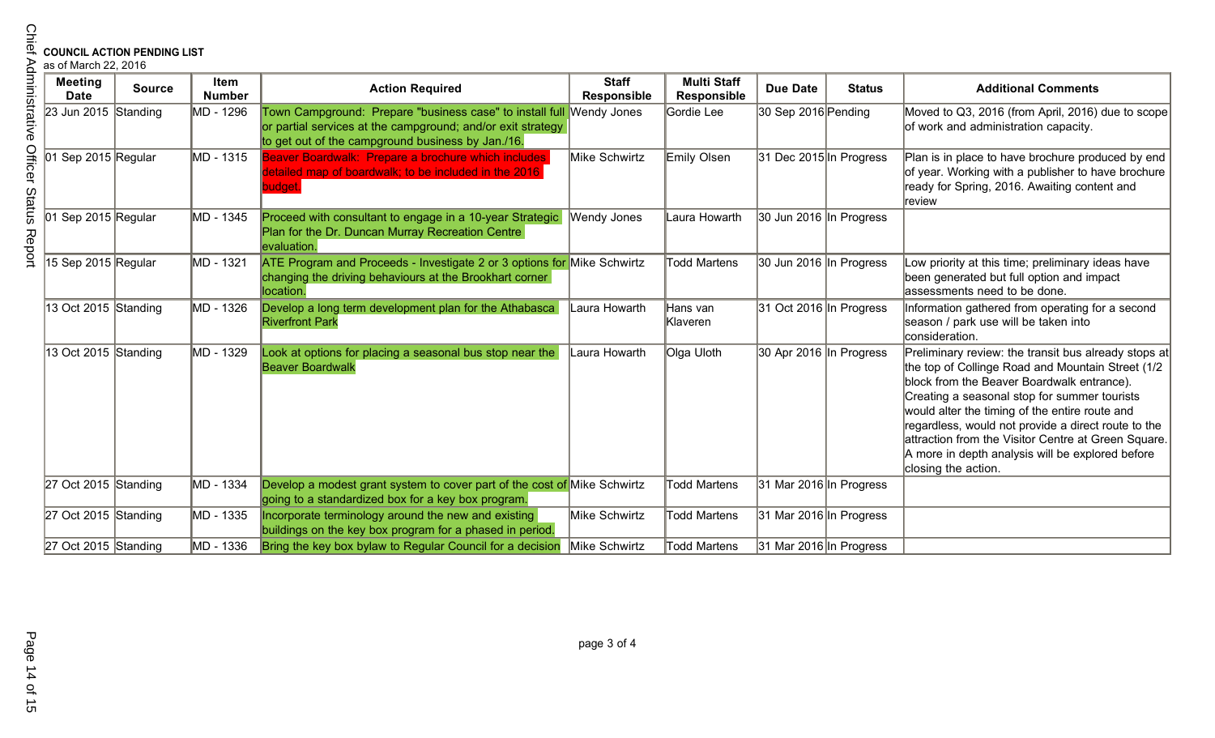**COUNCIL ACTION PENDING LIST**
as of March 22, 2016

| Meeting Date | Source | Item Number | Action Required | Staff Responsible | Multi Staff Responsible | Due Date | Status | Additional Comments |
|---|---|---|---|---|---|---|---|---|
| 23 Jun 2015 | Standing | MD - 1296 | Town Campground: Prepare "business case" to install full or partial services at the campground; and/or exit strategy to get out of the campground business by Jan./16. | Wendy Jones | Gordie Lee | 30 Sep 2016 | Pending | Moved to Q3, 2016 (from April, 2016) due to scope of work and administration capacity. |
| 01 Sep 2015 | Regular | MD - 1315 | Beaver Boardwalk: Prepare a brochure which includes detailed map of boardwalk; to be included in the 2016 budget. | Mike Schwirtz | Emily Olsen | 31 Dec 2015 | In Progress | Plan is in place to have brochure produced by end of year. Working with a publisher to have brochure ready for Spring, 2016. Awaiting content and review |
| 01 Sep 2015 | Regular | MD - 1345 | Proceed with consultant to engage in a 10-year Strategic Plan for the Dr. Duncan Murray Recreation Centre evaluation. | Wendy Jones | Laura Howarth | 30 Jun 2016 | In Progress | |
| 15 Sep 2015 | Regular | MD - 1321 | ATE Program and Proceeds - Investigate 2 or 3 options for changing the driving behaviours at the Brookhart corner location. | Mike Schwirtz | Todd Martens | 30 Jun 2016 | In Progress | Low priority at this time; preliminary ideas have been generated but full option and impact assessments need to be done. |
| 13 Oct 2015 | Standing | MD - 1326 | Develop a long term development plan for the Athabasca Riverfront Park | Laura Howarth | Hans van Klaveren | 31 Oct 2016 | In Progress | Information gathered from operating for a second season / park use will be taken into consideration. |
| 13 Oct 2015 | Standing | MD - 1329 | Look at options for placing a seasonal bus stop near the Beaver Boardwalk | Laura Howarth | Olga Uloth | 30 Apr 2016 | In Progress | Preliminary review: the transit bus already stops at the top of Collinge Road and Mountain Street (1/2 block from the Beaver Boardwalk entrance). Creating a seasonal stop for summer tourists would alter the timing of the entire route and regardless, would not provide a direct route to the attraction from the Visitor Centre at Green Square. A more in depth analysis will be explored before closing the action. |
| 27 Oct 2015 | Standing | MD - 1334 | Develop a modest grant system to cover part of the cost of going to a standardized box for a key box program. | Mike Schwirtz | Todd Martens | 31 Mar 2016 | In Progress | |
| 27 Oct 2015 | Standing | MD - 1335 | Incorporate terminology around the new and existing buildings on the key box program for a phased in period. | Mike Schwirtz | Todd Martens | 31 Mar 2016 | In Progress | |
| 27 Oct 2015 | Standing | MD - 1336 | Bring the key box bylaw to Regular Council for a decision | Mike Schwirtz | Todd Martens | 31 Mar 2016 | In Progress | |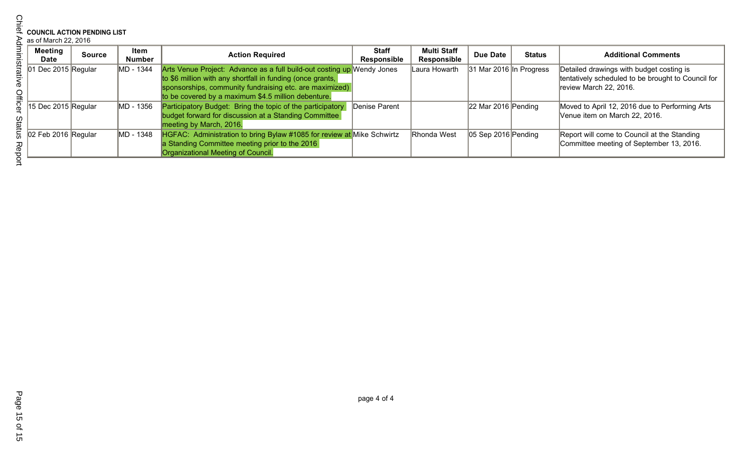**COUNCIL ACTION PENDING LIST**
as of March 22, 2016

| Meeting Date | Source | Item Number | Action Required | Staff Responsible | Multi Staff Responsible | Due Date | Status | Additional Comments |
|---|---|---|---|---|---|---|---|---|
| 01 Dec 2015 | Regular | MD - 1344 | Arts Venue Project: Advance as a full build-out costing up to $6 million with any shortfall in funding (once grants, sponsorships, community fundraising etc. are maximized) to be covered by a maximum $4.5 million debenture. | Wendy Jones | Laura Howarth | 31 Mar 2016 | In Progress | Detailed drawings with budget costing is tentatively scheduled to be brought to Council for review March 22, 2016. |
| 15 Dec 2015 | Regular | MD - 1356 | Participatory Budget: Bring the topic of the participatory budget forward for discussion at a Standing Committee meeting by March, 2016. | Denise Parent | | 22 Mar 2016 | Pending | Moved to April 12, 2016 due to Performing Arts Venue item on March 22, 2016. |
| 02 Feb 2016 | Regular | MD - 1348 | HGFAC: Administration to bring Bylaw #1085 for review at a Standing Committee meeting prior to the 2016 Organizational Meeting of Council. | Mike Schwirtz | Rhonda West | 05 Sep 2016 | Pending | Report will come to Council at the Standing Committee meeting of September 13, 2016. |